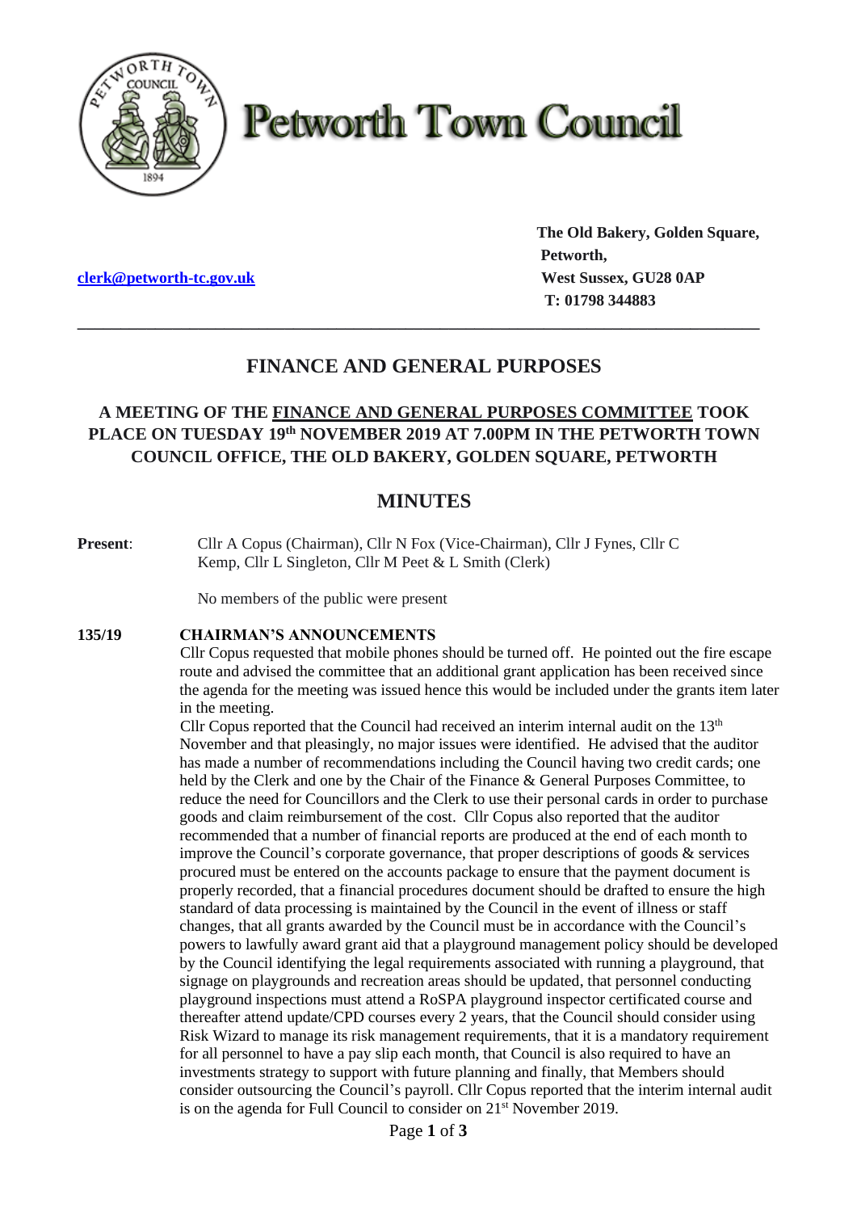# Petworth Town Council

clerk@petworth-tc.gov.uk

**The Old Bakery, Golden Square,**
**Petworth,**
**West Sussex, GU28 0AP**
**T: 01798 344883**

---

## FINANCE AND GENERAL PURPOSES

### A MEETING OF THE FINANCE AND GENERAL PURPOSES COMMITTEE TOOK PLACE ON TUESDAY 19th NOVEMBER 2019 AT 7.00PM IN THE PETWORTH TOWN COUNCIL OFFICE, THE OLD BAKERY, GOLDEN SQUARE, PETWORTH

## MINUTES

**Present**: Cllr A Copus (Chairman), Cllr N Fox (Vice-Chairman), Cllr J Fynes, Cllr C Kemp, Cllr L Singleton, Cllr M Peet & L Smith (Clerk)

No members of the public were present

**135/19 CHAIRMAN'S ANNOUNCEMENTS**

Cllr Copus requested that mobile phones should be turned off. He pointed out the fire escape route and advised the committee that an additional grant application has been received since the agenda for the meeting was issued hence this would be included under the grants item later in the meeting.

Cllr Copus reported that the Council had received an interim internal audit on the 13th November and that pleasingly, no major issues were identified. He advised that the auditor has made a number of recommendations including the Council having two credit cards; one held by the Clerk and one by the Chair of the Finance & General Purposes Committee, to reduce the need for Councillors and the Clerk to use their personal cards in order to purchase goods and claim reimbursement of the cost. Cllr Copus also reported that the auditor recommended that a number of financial reports are produced at the end of each month to improve the Council's corporate governance, that proper descriptions of goods & services procured must be entered on the accounts package to ensure that the payment document is properly recorded, that a financial procedures document should be drafted to ensure the high standard of data processing is maintained by the Council in the event of illness or staff changes, that all grants awarded by the Council must be in accordance with the Council's powers to lawfully award grant aid that a playground management policy should be developed by the Council identifying the legal requirements associated with running a playground, that signage on playgrounds and recreation areas should be updated, that personnel conducting playground inspections must attend a RoSPA playground inspector certificated course and thereafter attend update/CPD courses every 2 years, that the Council should consider using Risk Wizard to manage its risk management requirements, that it is a mandatory requirement for all personnel to have a pay slip each month, that Council is also required to have an investments strategy to support with future planning and finally, that Members should consider outsourcing the Council's payroll. Cllr Copus reported that the interim internal audit is on the agenda for Full Council to consider on 21st November 2019.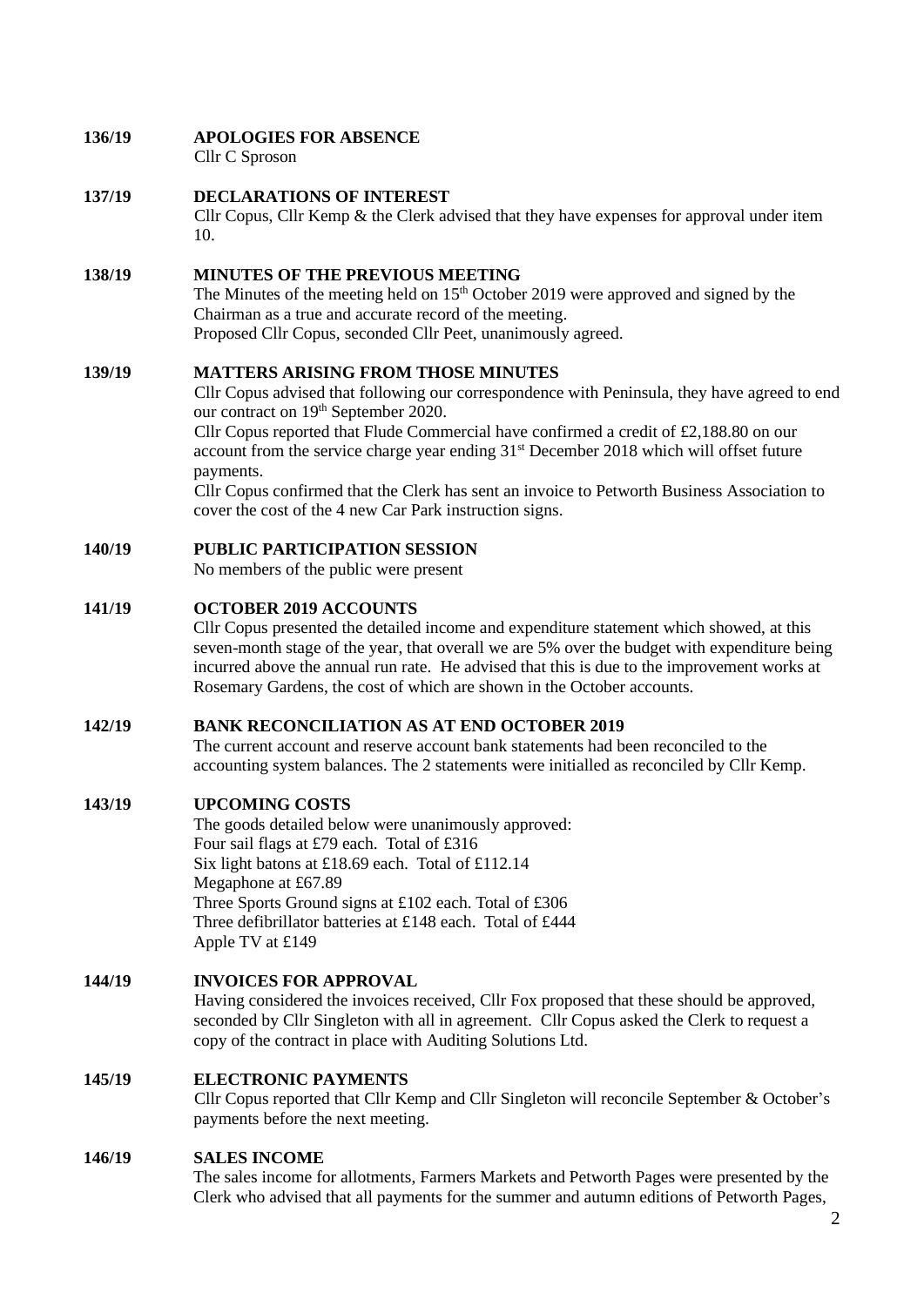**136/19 APOLOGIES FOR ABSENCE**

Cllr C Sproson

**137/19 DECLARATIONS OF INTEREST**

Cllr Copus, Cllr Kemp & the Clerk advised that they have expenses for approval under item 10.

**138/19 MINUTES OF THE PREVIOUS MEETING**

The Minutes of the meeting held on 15th October 2019 were approved and signed by the Chairman as a true and accurate record of the meeting.
Proposed Cllr Copus, seconded Cllr Peet, unanimously agreed.

**139/19 MATTERS ARISING FROM THOSE MINUTES**

Cllr Copus advised that following our correspondence with Peninsula, they have agreed to end our contract on 19th September 2020.
Cllr Copus reported that Flude Commercial have confirmed a credit of £2,188.80 on our account from the service charge year ending 31st December 2018 which will offset future payments.
Cllr Copus confirmed that the Clerk has sent an invoice to Petworth Business Association to cover the cost of the 4 new Car Park instruction signs.

**140/19 PUBLIC PARTICIPATION SESSION**

No members of the public were present

**141/19 OCTOBER 2019 ACCOUNTS**

Cllr Copus presented the detailed income and expenditure statement which showed, at this seven-month stage of the year, that overall we are 5% over the budget with expenditure being incurred above the annual run rate. He advised that this is due to the improvement works at Rosemary Gardens, the cost of which are shown in the October accounts.

**142/19 BANK RECONCILIATION AS AT END OCTOBER 2019**

The current account and reserve account bank statements had been reconciled to the accounting system balances. The 2 statements were initialled as reconciled by Cllr Kemp.

**143/19 UPCOMING COSTS**

The goods detailed below were unanimously approved:
Four sail flags at £79 each. Total of £316
Six light batons at £18.69 each. Total of £112.14
Megaphone at £67.89
Three Sports Ground signs at £102 each. Total of £306
Three defibrillator batteries at £148 each. Total of £444
Apple TV at £149

**144/19 INVOICES FOR APPROVAL**

Having considered the invoices received, Cllr Fox proposed that these should be approved, seconded by Cllr Singleton with all in agreement. Cllr Copus asked the Clerk to request a copy of the contract in place with Auditing Solutions Ltd.

**145/19 ELECTRONIC PAYMENTS**

Cllr Copus reported that Cllr Kemp and Cllr Singleton will reconcile September & October's payments before the next meeting.

**146/19 SALES INCOME**

The sales income for allotments, Farmers Markets and Petworth Pages were presented by the Clerk who advised that all payments for the summer and autumn editions of Petworth Pages,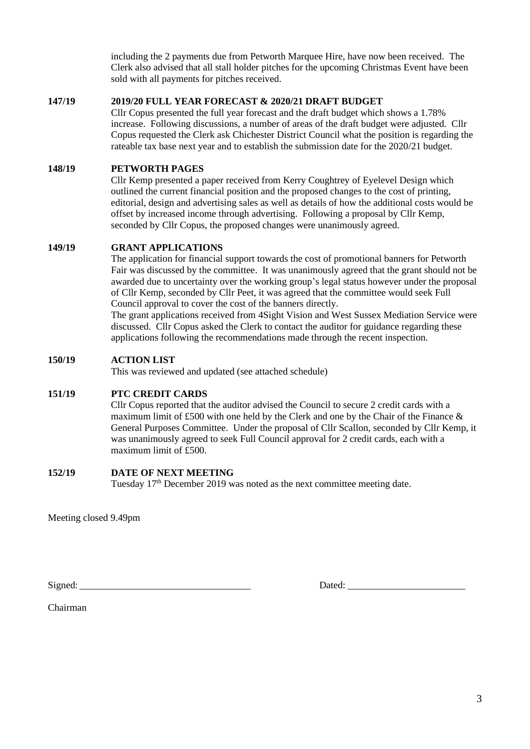including the 2 payments due from Petworth Marquee Hire, have now been received. The Clerk also advised that all stall holder pitches for the upcoming Christmas Event have been sold with all payments for pitches received.

**147/19 2019/20 FULL YEAR FORECAST & 2020/21 DRAFT BUDGET**

Cllr Copus presented the full year forecast and the draft budget which shows a 1.78% increase. Following discussions, a number of areas of the draft budget were adjusted. Cllr Copus requested the Clerk ask Chichester District Council what the position is regarding the rateable tax base next year and to establish the submission date for the 2020/21 budget.

**148/19 PETWORTH PAGES**

Cllr Kemp presented a paper received from Kerry Coughtrey of Eyelevel Design which outlined the current financial position and the proposed changes to the cost of printing, editorial, design and advertising sales as well as details of how the additional costs would be offset by increased income through advertising. Following a proposal by Cllr Kemp, seconded by Cllr Copus, the proposed changes were unanimously agreed.

**149/19 GRANT APPLICATIONS**

The application for financial support towards the cost of promotional banners for Petworth Fair was discussed by the committee. It was unanimously agreed that the grant should not be awarded due to uncertainty over the working group's legal status however under the proposal of Cllr Kemp, seconded by Cllr Peet, it was agreed that the committee would seek Full Council approval to cover the cost of the banners directly.

The grant applications received from 4Sight Vision and West Sussex Mediation Service were discussed. Cllr Copus asked the Clerk to contact the auditor for guidance regarding these applications following the recommendations made through the recent inspection.

**150/19 ACTION LIST**

This was reviewed and updated (see attached schedule)

**151/19 PTC CREDIT CARDS**

Cllr Copus reported that the auditor advised the Council to secure 2 credit cards with a maximum limit of £500 with one held by the Clerk and one by the Chair of the Finance & General Purposes Committee. Under the proposal of Cllr Scallon, seconded by Cllr Kemp, it was unanimously agreed to seek Full Council approval for 2 credit cards, each with a maximum limit of £500.

**152/19 DATE OF NEXT MEETING**

Tuesday 17th December 2019 was noted as the next committee meeting date.

Meeting closed 9.49pm

Signed: ___________________________________ Dated: ________________________

Chairman